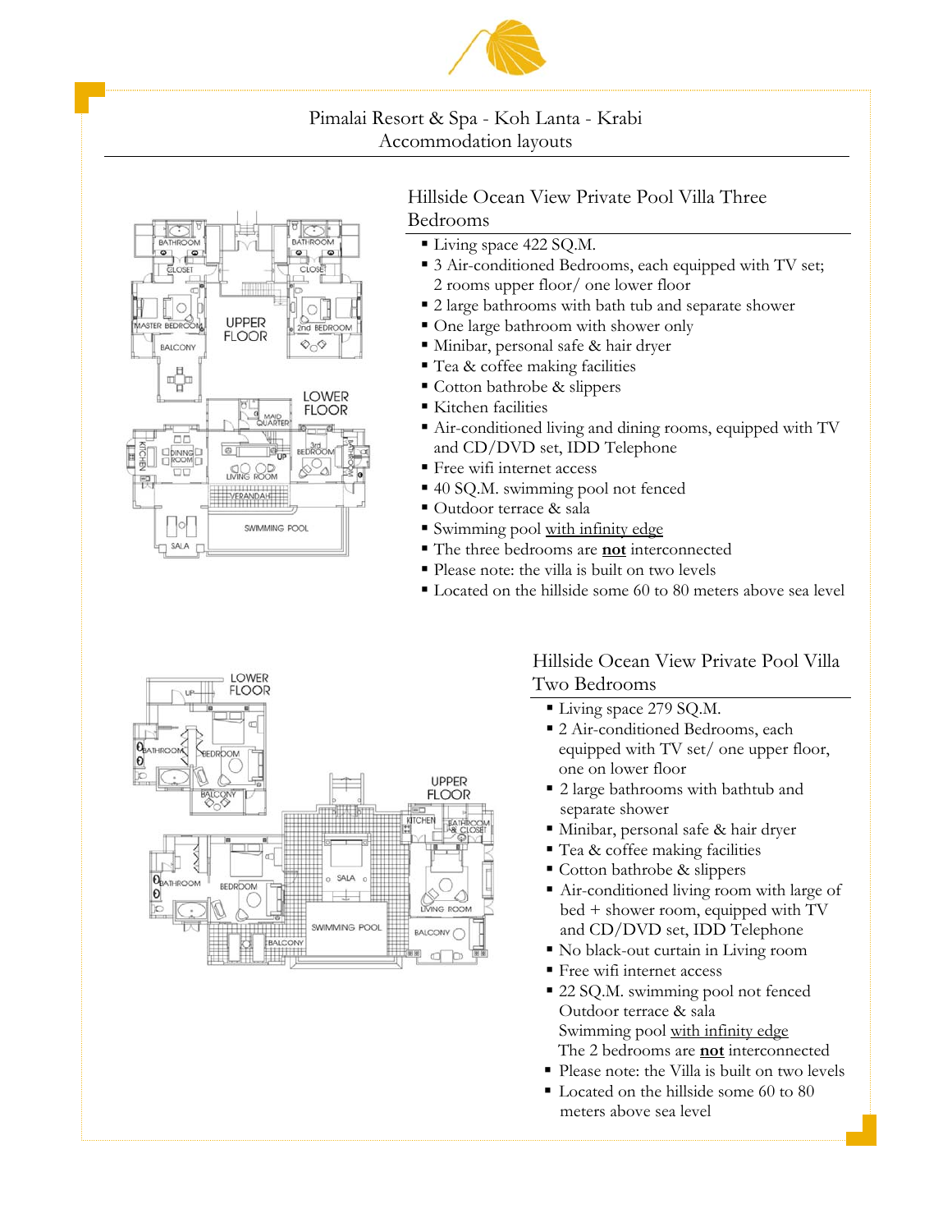# Pimalai Resort & Spa - Koh Lanta - Krabi
Accommodation layouts

## Hillside Ocean View Private Pool Villa Three Bedrooms

- Living space 422 SQ.M.
- 3 Air-conditioned Bedrooms, each equipped with TV set; 2 rooms upper floor/ one lower floor
- 2 large bathrooms with bath tub and separate shower
- One large bathroom with shower only
- Minibar, personal safe & hair dryer
- Tea & coffee making facilities
- Cotton bathrobe & slippers
- Kitchen facilities
- Air-conditioned living and dining rooms, equipped with TV and CD/DVD set, IDD Telephone
- Free wifi internet access
- 40 SQ.M. swimming pool not fenced
- Outdoor terrace & sala
- Swimming pool <u>with infinity edge</u>
- The three bedrooms are **<u>not</u>** interconnected
- Please note: the villa is built on two levels
- Located on the hillside some 60 to 80 meters above sea level

## Hillside Ocean View Private Pool Villa Two Bedrooms

- Living space 279 SQ.M.
- 2 Air-conditioned Bedrooms, each equipped with TV set/ one upper floor, one on lower floor
- 2 large bathrooms with bathtub and separate shower
- Minibar, personal safe & hair dryer
- Tea & coffee making facilities
- Cotton bathrobe & slippers
- Air-conditioned living room with large of bed + shower room, equipped with TV and CD/DVD set, IDD Telephone
- No black-out curtain in Living room
- Free wifi internet access
- 22 SQ.M. swimming pool not fenced
  Outdoor terrace & sala
  Swimming pool <u>with infinity edge</u>
  The 2 bedrooms are **<u>not</u>** interconnected
- Please note: the Villa is built on two levels
- Located on the hillside some 60 to 80 meters above sea level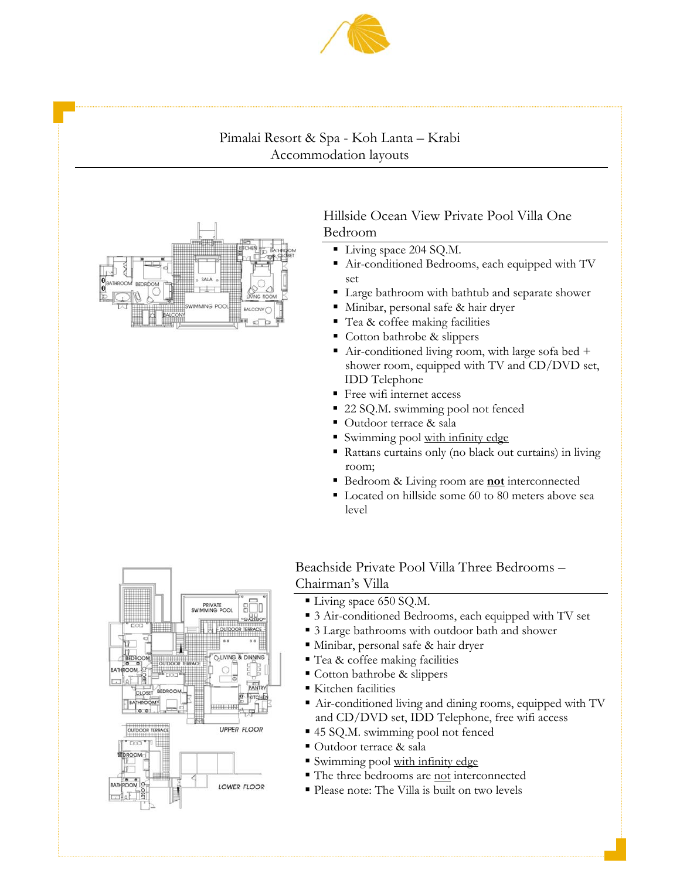Pimalai Resort & Spa - Koh Lanta – Krabi
Accommodation layouts

## Hillside Ocean View Private Pool Villa One Bedroom

- Living space 204 SQ.M.
- Air-conditioned Bedrooms, each equipped with TV set
- Large bathroom with bathtub and separate shower
- Minibar, personal safe & hair dryer
- Tea & coffee making facilities
- Cotton bathrobe & slippers
- Air-conditioned living room, with large sofa bed + shower room, equipped with TV and CD/DVD set, IDD Telephone
- Free wifi internet access
- 22 SQ.M. swimming pool not fenced
- Outdoor terrace & sala
- Swimming pool with infinity edge
- Rattans curtains only (no black out curtains) in living room;
- Bedroom & Living room are **not** interconnected
- Located on hillside some 60 to 80 meters above sea level

## Beachside Private Pool Villa Three Bedrooms – Chairman's Villa

- Living space 650 SQ.M.
- 3 Air-conditioned Bedrooms, each equipped with TV set
- 3 Large bathrooms with outdoor bath and shower
- Minibar, personal safe & hair dryer
- Tea & coffee making facilities
- Cotton bathrobe & slippers
- Kitchen facilities
- Air-conditioned living and dining rooms, equipped with TV and CD/DVD set, IDD Telephone, free wifi access
- 45 SQ.M. swimming pool not fenced
- Outdoor terrace & sala
- Swimming pool with infinity edge
- The three bedrooms are not interconnected
- Please note: The Villa is built on two levels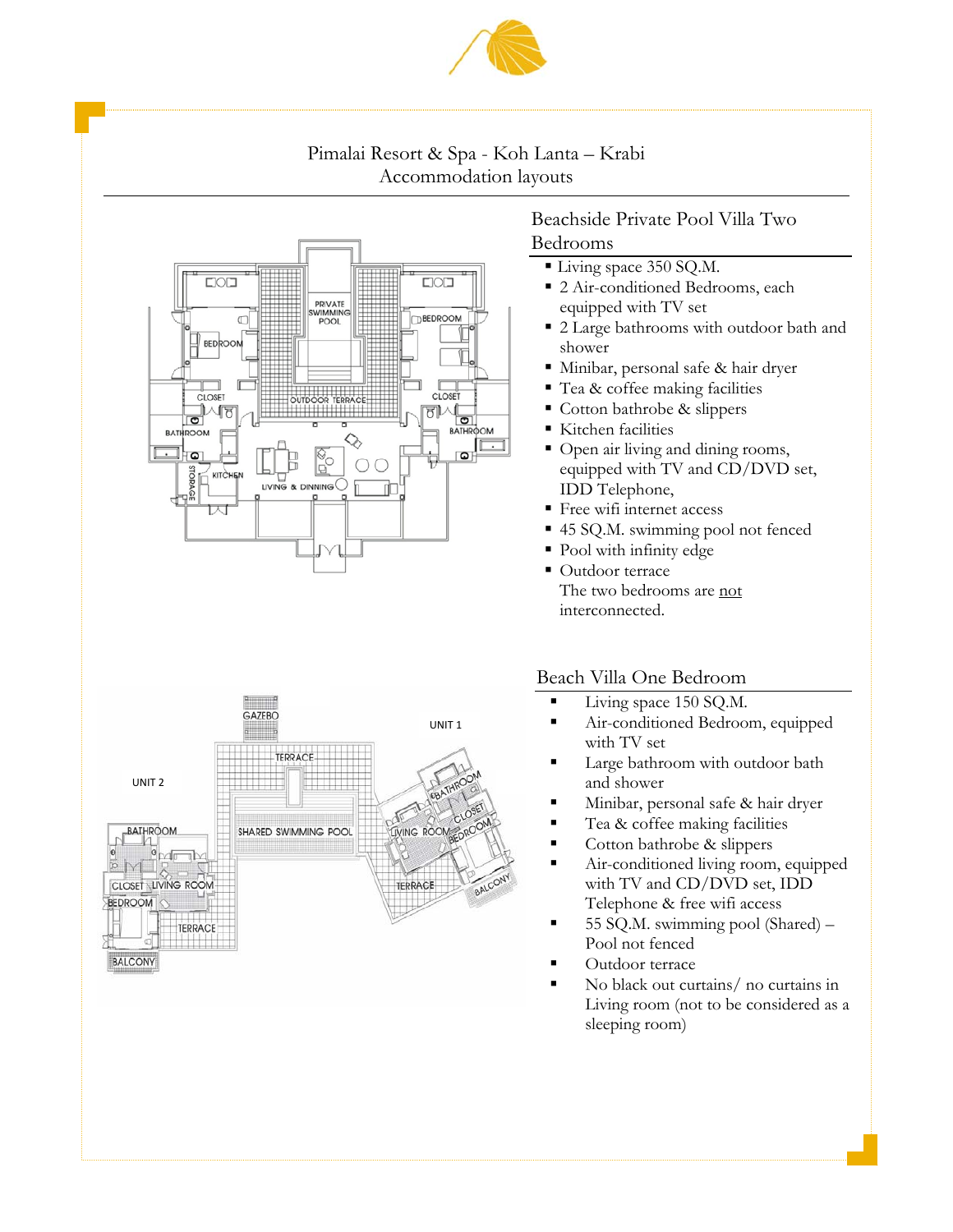# Pimalai Resort & Spa - Koh Lanta – Krabi
## Accommodation layouts

### Beachside Private Pool Villa Two Bedrooms

- Living space 350 SQ.M.
- 2 Air-conditioned Bedrooms, each equipped with TV set
- 2 Large bathrooms with outdoor bath and shower
- Minibar, personal safe & hair dryer
- Tea & coffee making facilities
- Cotton bathrobe & slippers
- Kitchen facilities
- Open air living and dining rooms, equipped with TV and CD/DVD set, IDD Telephone,
- Free wifi internet access
- 45 SQ.M. swimming pool not fenced
- Pool with infinity edge
- Outdoor terrace

The two bedrooms are not interconnected.

### Beach Villa One Bedroom

- Living space 150 SQ.M.
- Air-conditioned Bedroom, equipped with TV set
- Large bathroom with outdoor bath and shower
- Minibar, personal safe & hair dryer
- Tea & coffee making facilities
- Cotton bathrobe & slippers
- Air-conditioned living room, equipped with TV and CD/DVD set, IDD Telephone & free wifi access
- 55 SQ.M. swimming pool (Shared) – Pool not fenced
- Outdoor terrace
- No black out curtains/ no curtains in Living room (not to be considered as a sleeping room)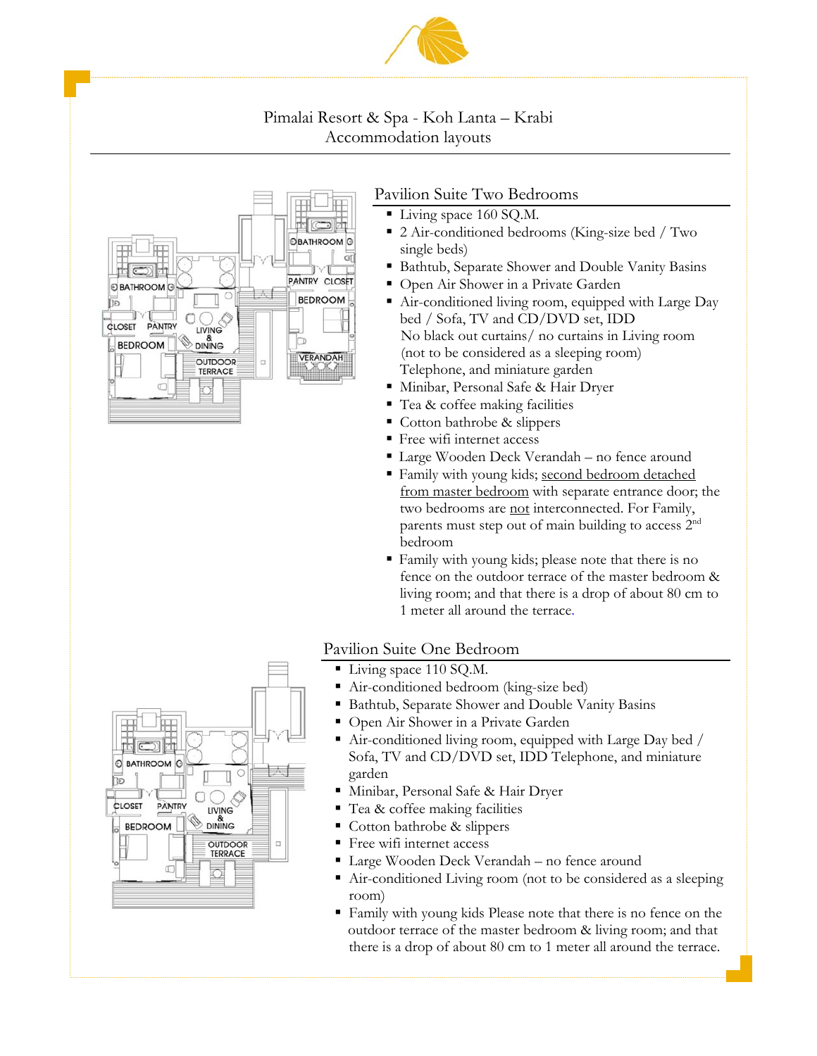Pimalai Resort & Spa - Koh Lanta – Krabi
Accommodation layouts

## Pavilion Suite Two Bedrooms

- Living space 160 SQ.M.
- 2 Air-conditioned bedrooms (King-size bed / Two single beds)
- Bathtub, Separate Shower and Double Vanity Basins
- Open Air Shower in a Private Garden
- Air-conditioned living room, equipped with Large Day bed / Sofa, TV and CD/DVD set, IDD
  No black out curtains/ no curtains in Living room (not to be considered as a sleeping room)
  Telephone, and miniature garden
- Minibar, Personal Safe & Hair Dryer
- Tea & coffee making facilities
- Cotton bathrobe & slippers
- Free wifi internet access
- Large Wooden Deck Verandah – no fence around
- Family with young kids; second bedroom detached from master bedroom with separate entrance door; the two bedrooms are not interconnected. For Family, parents must step out of main building to access 2nd bedroom
- Family with young kids; please note that there is no fence on the outdoor terrace of the master bedroom & living room; and that there is a drop of about 80 cm to 1 meter all around the terrace.

## Pavilion Suite One Bedroom

- Living space 110 SQ.M.
- Air-conditioned bedroom (king-size bed)
- Bathtub, Separate Shower and Double Vanity Basins
- Open Air Shower in a Private Garden
- Air-conditioned living room, equipped with Large Day bed / Sofa, TV and CD/DVD set, IDD Telephone, and miniature garden
- Minibar, Personal Safe & Hair Dryer
- Tea & coffee making facilities
- Cotton bathrobe & slippers
- Free wifi internet access
- Large Wooden Deck Verandah – no fence around
- Air-conditioned Living room (not to be considered as a sleeping room)
- Family with young kids Please note that there is no fence on the outdoor terrace of the master bedroom & living room; and that there is a drop of about 80 cm to 1 meter all around the terrace.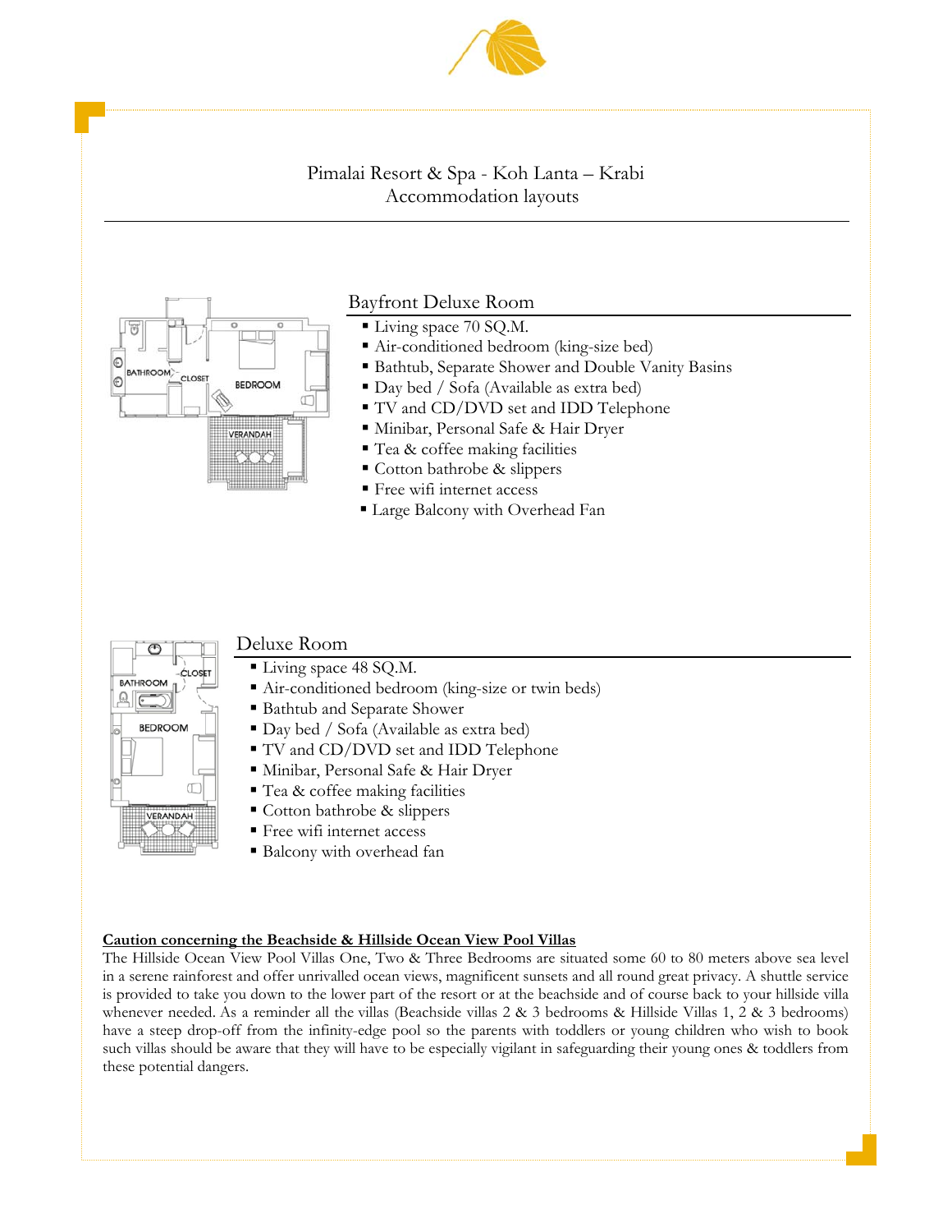Pimalai Resort & Spa - Koh Lanta – Krabi
Accommodation layouts

## Bayfront Deluxe Room

- Living space 70 SQ.M.
- Air-conditioned bedroom (king-size bed)
- Bathtub, Separate Shower and Double Vanity Basins
- Day bed / Sofa (Available as extra bed)
- TV and CD/DVD set and IDD Telephone
- Minibar, Personal Safe & Hair Dryer
- Tea & coffee making facilities
- Cotton bathrobe & slippers
- Free wifi internet access
- Large Balcony with Overhead Fan

## Deluxe Room

- Living space 48 SQ.M.
- Air-conditioned bedroom (king-size or twin beds)
- Bathtub and Separate Shower
- Day bed / Sofa (Available as extra bed)
- TV and CD/DVD set and IDD Telephone
- Minibar, Personal Safe & Hair Dryer
- Tea & coffee making facilities
- Cotton bathrobe & slippers
- Free wifi internet access
- Balcony with overhead fan

**Caution concerning the Beachside & Hillside Ocean View Pool Villas**

The Hillside Ocean View Pool Villas One, Two & Three Bedrooms are situated some 60 to 80 meters above sea level in a serene rainforest and offer unrivalled ocean views, magnificent sunsets and all round great privacy. A shuttle service is provided to take you down to the lower part of the resort or at the beachside and of course back to your hillside villa whenever needed. As a reminder all the villas (Beachside villas 2 & 3 bedrooms & Hillside Villas 1, 2 & 3 bedrooms) have a steep drop-off from the infinity-edge pool so the parents with toddlers or young children who wish to book such villas should be aware that they will have to be especially vigilant in safeguarding their young ones & toddlers from these potential dangers.